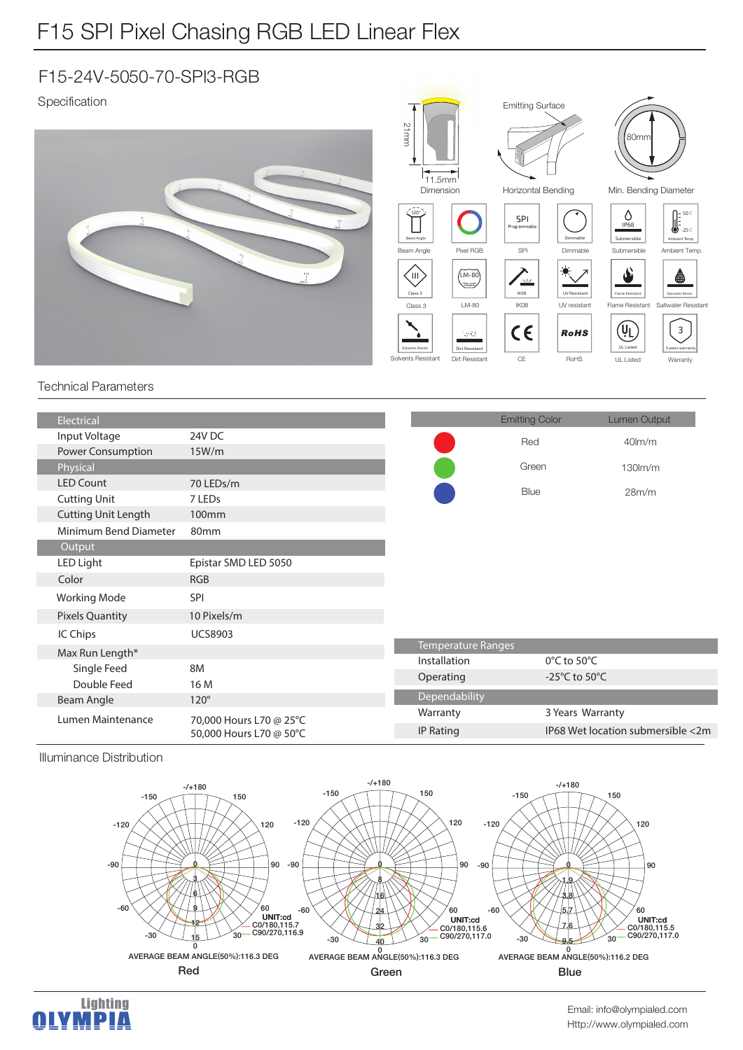# F15 SPI Pixel Chasing RGB LED Linear Flex

## F15-24V-5050-70-SPI3-RGB

Specification

Dimension: 21mm × 11.5mm

Emitting Surface

Horizontal Bending

Min. Bending Diameter: 80mm

Beam Angle (120°) · Pixel RGB · SPI · Dimmable · Submersible (IP68) · Ambient Temp. (50°C / -25°C)

Class 3 · LM-80 · IK08 · UV resistant · Flame Resistant · Saltwater Resistant

Solvents Resistant · Dirt Resistant · CE · RoHS · UL Listed · Warranty (3 years warranty)

### Technical Parameters

| Electrical | |
|---|---|
| Input Voltage | 24V DC |
| Power Consumption | 15W/m |
| **Physical** | |
| LED Count | 70 LEDs/m |
| Cutting Unit | 7 LEDs |
| Cutting Unit Length | 100mm |
| Minimum Bend Diameter | 80mm |
| **Output** | |
| LED Light | Epistar SMD LED 5050 |
| Color | RGB |
| Working Mode | SPI |
| Pixels Quantity | 10 Pixels/m |
| IC Chips | UCS8903 |
| Max Run Length* | |
| Single Feed | 8M |
| Double Feed | 16 M |
| Beam Angle | 120° |
| Lumen Maintenance | 70,000 Hours L70 @ 25°C<br>50,000 Hours L70 @ 50°C |

| Emitting Color | Lumen Output |
|---|---|
| Red | 40lm/m |
| Green | 130lm/m |
| Blue | 28m/m |

| Temperature Ranges | |
|---|---|
| Installation | 0°C to 50°C |
| Operating | -25°C to 50°C |
| **Dependability** | |
| Warranty | 3 Years Warranty |
| IP Rating | IP68 Wet location submersible <2m |

### Illuminance Distribution

**Red**
UNIT:cd
C0/180,115.7
C90/270,116.9
AVERAGE BEAM ANGLE(50%):116.3 DEG

**Green**
UNIT:cd
C0/180,115.6
C90/270,117.0
AVERAGE BEAM ANGLE(50%):116.3 DEG

**Blue**
UNIT:cd
C0/180,115.5
C90/270,117.0
AVERAGE BEAM ANGLE(50%):116.2 DEG

Lighting OLYMPIA

Email: info@olympialed.com
Http://www.olympialed.com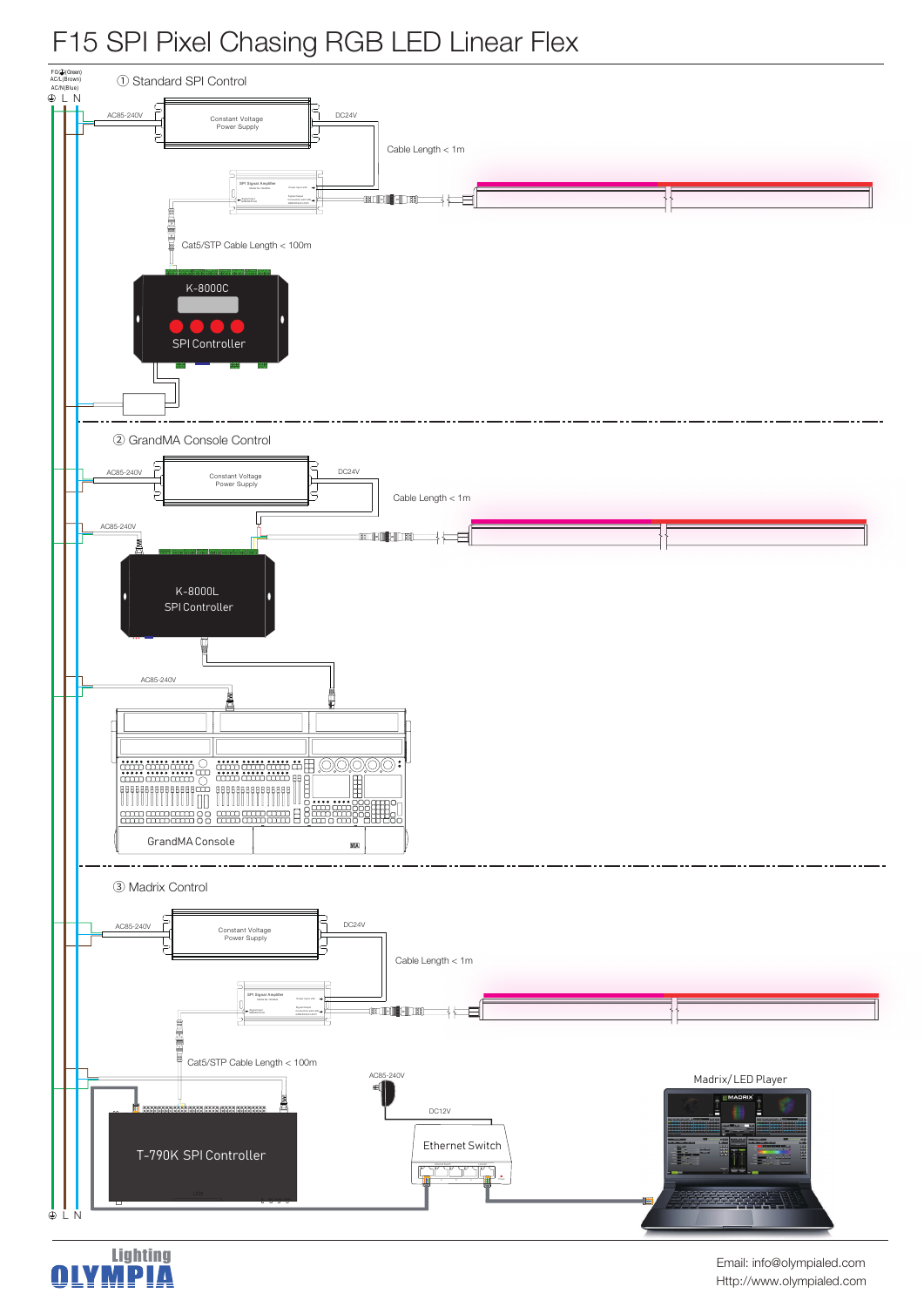# F15 SPI Pixel Chasing RGB LED Linear Flex

FG(⏚)(Green)
AC/L(Brown)
AC/N(Blue)

⏚ L N

① Standard SPI Control

AC85-240V

Constant Voltage
Power Supply

DC24V

Cable Length < 1m

SPI Signal Amplifier

Cat5/STP Cable Length < 100m

K-8000C

SPI Controller

② GrandMA Console Control

AC85-240V

Constant Voltage
Power Supply

DC24V

Cable Length < 1m

AC85-240V

K-8000L
SPI Controller

AC85-240V

GrandMA Console

③ Madrix Control

AC85-240V

Constant Voltage
Power Supply

DC24V

Cable Length < 1m

SPI Signal Amplifier

Cat5/STP Cable Length < 100m

AC85-240V

DC12V

Madrix/LED Player

T-790K SPI Controller

Ethernet Switch

⏚ L N

Lighting
OLYMPIA

Email: info@olympialed.com
Http://www.olympialed.com